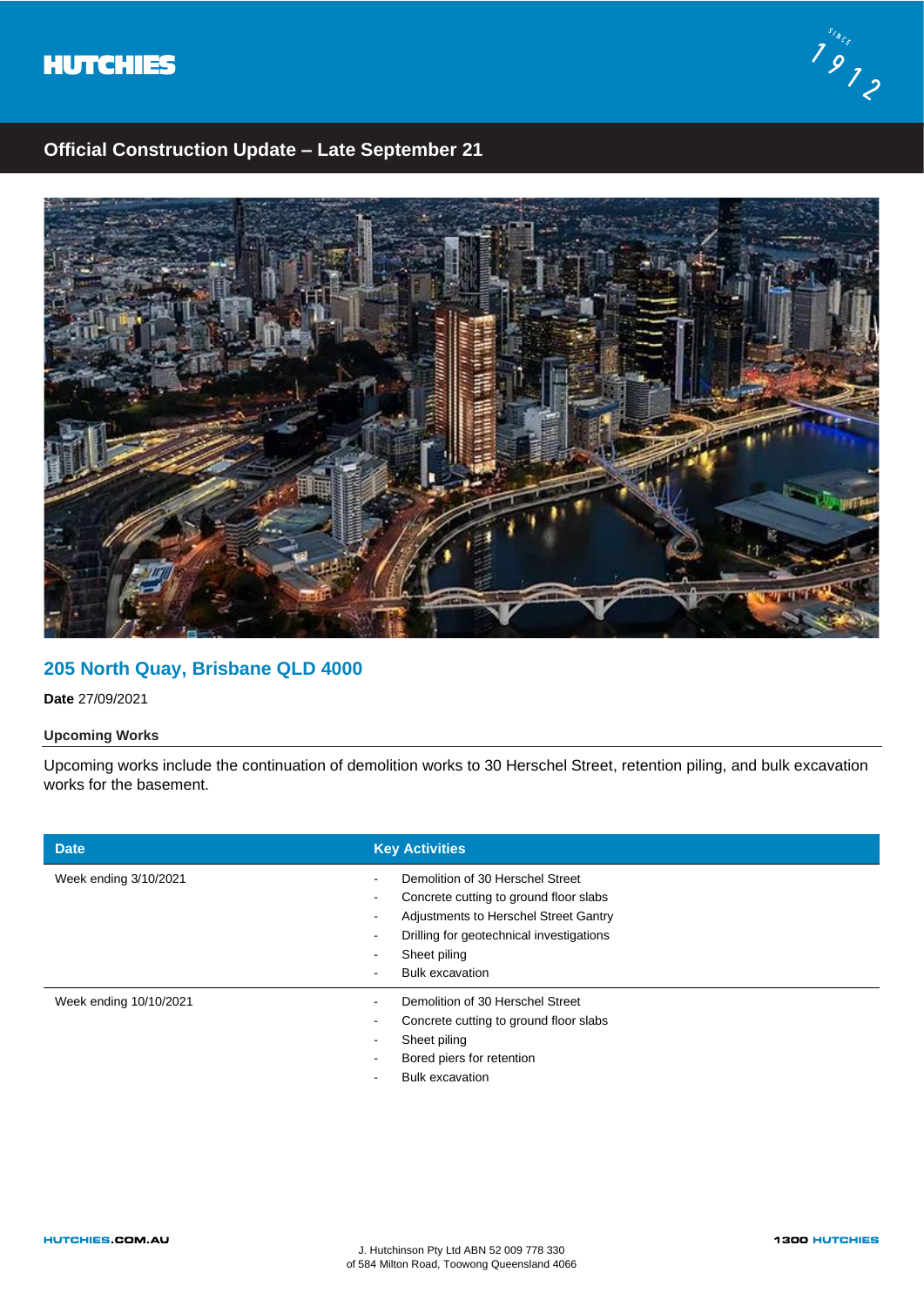# Official Construction Update – Late September 21

## 205 North Quay, Brisbane QLD 4000

**Date** 27/09/2021

### Upcoming Works

Upcoming works include the continuation of demolition works to 30 Herschel Street, retention piling, and bulk excavation works for the basement.

| Date | Key Activities |
| --- | --- |
| Week ending 3/10/2021 | - Demolition of 30 Herschel Street<br>- Concrete cutting to ground floor slabs<br>- Adjustments to Herschel Street Gantry<br>- Drilling for geotechnical investigations<br>- Sheet piling<br>- Bulk excavation |
| Week ending 10/10/2021 | - Demolition of 30 Herschel Street<br>- Concrete cutting to ground floor slabs<br>- Sheet piling<br>- Bored piers for retention<br>- Bulk excavation |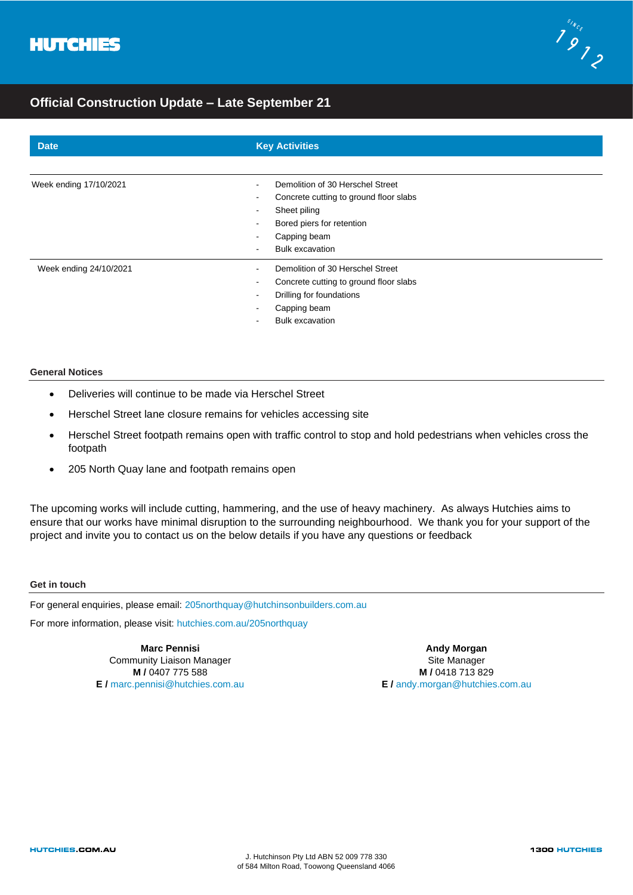HUTCHIES

SINCE 1912

## Official Construction Update – Late September 21

| Date | Key Activities |
|---|---|
| Week ending 17/10/2021 | - Demolition of 30 Herschel Street<br>- Concrete cutting to ground floor slabs<br>- Sheet piling<br>- Bored piers for retention<br>- Capping beam<br>- Bulk excavation |
| Week ending 24/10/2021 | - Demolition of 30 Herschel Street<br>- Concrete cutting to ground floor slabs<br>- Drilling for foundations<br>- Capping beam<br>- Bulk excavation |

### General Notices

- Deliveries will continue to be made via Herschel Street
- Herschel Street lane closure remains for vehicles accessing site
- Herschel Street footpath remains open with traffic control to stop and hold pedestrians when vehicles cross the footpath
- 205 North Quay lane and footpath remains open

The upcoming works will include cutting, hammering, and the use of heavy machinery. As always Hutchies aims to ensure that our works have minimal disruption to the surrounding neighbourhood. We thank you for your support of the project and invite you to contact us on the below details if you have any questions or feedback

### Get in touch

For general enquiries, please email: 205northquay@hutchinsonbuilders.com.au

For more information, please visit: hutchies.com.au/205northquay

**Marc Pennisi**
Community Liaison Manager
**M /** 0407 775 588
**E /** marc.pennisi@hutchies.com.au

**Andy Morgan**
Site Manager
**M /** 0418 713 829
**E /** andy.morgan@hutchies.com.au

HUTCHIES.COM.AU

J. Hutchinson Pty Ltd ABN 52 009 778 330
of 584 Milton Road, Toowong Queensland 4066

1300 HUTCHIES